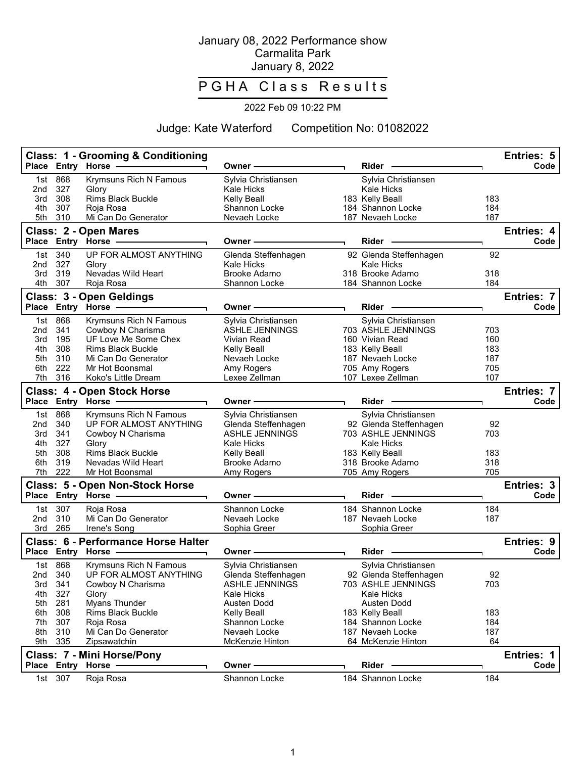January 08, 2022 Performance show
Carmalita Park
January 8, 2022

# P G H A Class Results

2022 Feb 09 10:22 PM

Judge: Kate Waterford     Competition No: 01082022

## Class: 1 - Grooming & Conditioning

Entries: 5

| Place | Entry | Horse | Owner | | Rider | | Code |
|---|---|---|---|---|---|---|---|
| 1st | 868 | Krymsuns Rich N Famous | Sylvia Christiansen | | Sylvia Christiansen | | |
| 2nd | 327 | Glory | Kale Hicks | | Kale Hicks | | |
| 3rd | 308 | Rims Black Buckle | Kelly Beall | 183 | Kelly Beall | 183 | |
| 4th | 307 | Roja Rosa | Shannon Locke | 184 | Shannon Locke | 184 | |
| 5th | 310 | Mi Can Do Generator | Nevaeh Locke | 187 | Nevaeh Locke | 187 | |

## Class: 2 - Open Mares

Entries: 4

| Place | Entry | Horse | Owner | | Rider | | Code |
|---|---|---|---|---|---|---|---|
| 1st | 340 | UP FOR ALMOST ANYTHING | Glenda Steffenhagen | 92 | Glenda Steffenhagen | 92 | |
| 2nd | 327 | Glory | Kale Hicks | | Kale Hicks | | |
| 3rd | 319 | Nevadas Wild Heart | Brooke Adamo | 318 | Brooke Adamo | 318 | |
| 4th | 307 | Roja Rosa | Shannon Locke | 184 | Shannon Locke | 184 | |

## Class: 3 - Open Geldings

Entries: 7

| Place | Entry | Horse | Owner | | Rider | | Code |
|---|---|---|---|---|---|---|---|
| 1st | 868 | Krymsuns Rich N Famous | Sylvia Christiansen | | Sylvia Christiansen | | |
| 2nd | 341 | Cowboy N Charisma | ASHLE JENNINGS | 703 | ASHLE JENNINGS | 703 | |
| 3rd | 195 | UF Love Me Some Chex | Vivian Read | 160 | Vivian Read | 160 | |
| 4th | 308 | Rims Black Buckle | Kelly Beall | 183 | Kelly Beall | 183 | |
| 5th | 310 | Mi Can Do Generator | Nevaeh Locke | 187 | Nevaeh Locke | 187 | |
| 6th | 222 | Mr Hot Boonsmal | Amy Rogers | 705 | Amy Rogers | 705 | |
| 7th | 316 | Koko's Little Dream | Lexee Zellman | 107 | Lexee Zellman | 107 | |

## Class: 4 - Open Stock Horse

Entries: 7

| Place | Entry | Horse | Owner | | Rider | | Code |
|---|---|---|---|---|---|---|---|
| 1st | 868 | Krymsuns Rich N Famous | Sylvia Christiansen | | Sylvia Christiansen | | |
| 2nd | 340 | UP FOR ALMOST ANYTHING | Glenda Steffenhagen | 92 | Glenda Steffenhagen | 92 | |
| 3rd | 341 | Cowboy N Charisma | ASHLE JENNINGS | 703 | ASHLE JENNINGS | 703 | |
| 4th | 327 | Glory | Kale Hicks | | Kale Hicks | | |
| 5th | 308 | Rims Black Buckle | Kelly Beall | 183 | Kelly Beall | 183 | |
| 6th | 319 | Nevadas Wild Heart | Brooke Adamo | 318 | Brooke Adamo | 318 | |
| 7th | 222 | Mr Hot Boonsmal | Amy Rogers | 705 | Amy Rogers | 705 | |

## Class: 5 - Open Non-Stock Horse

Entries: 3

| Place | Entry | Horse | Owner | | Rider | | Code |
|---|---|---|---|---|---|---|---|
| 1st | 307 | Roja Rosa | Shannon Locke | 184 | Shannon Locke | 184 | |
| 2nd | 310 | Mi Can Do Generator | Nevaeh Locke | 187 | Nevaeh Locke | 187 | |
| 3rd | 265 | Irene's Song | Sophia Greer | | Sophia Greer | | |

## Class: 6 - Performance Horse Halter

Entries: 9

| Place | Entry | Horse | Owner | | Rider | | Code |
|---|---|---|---|---|---|---|---|
| 1st | 868 | Krymsuns Rich N Famous | Sylvia Christiansen | | Sylvia Christiansen | | |
| 2nd | 340 | UP FOR ALMOST ANYTHING | Glenda Steffenhagen | 92 | Glenda Steffenhagen | 92 | |
| 3rd | 341 | Cowboy N Charisma | ASHLE JENNINGS | 703 | ASHLE JENNINGS | 703 | |
| 4th | 327 | Glory | Kale Hicks | | Kale Hicks | | |
| 5th | 281 | Myans Thunder | Austen Dodd | | Austen Dodd | | |
| 6th | 308 | Rims Black Buckle | Kelly Beall | 183 | Kelly Beall | 183 | |
| 7th | 307 | Roja Rosa | Shannon Locke | 184 | Shannon Locke | 184 | |
| 8th | 310 | Mi Can Do Generator | Nevaeh Locke | 187 | Nevaeh Locke | 187 | |
| 9th | 335 | Zipsawatchin | McKenzie Hinton | 64 | McKenzie Hinton | 64 | |

## Class: 7 - Mini Horse/Pony

Entries: 1

| Place | Entry | Horse | Owner | | Rider | | Code |
|---|---|---|---|---|---|---|---|
| 1st | 307 | Roja Rosa | Shannon Locke | 184 | Shannon Locke | 184 | |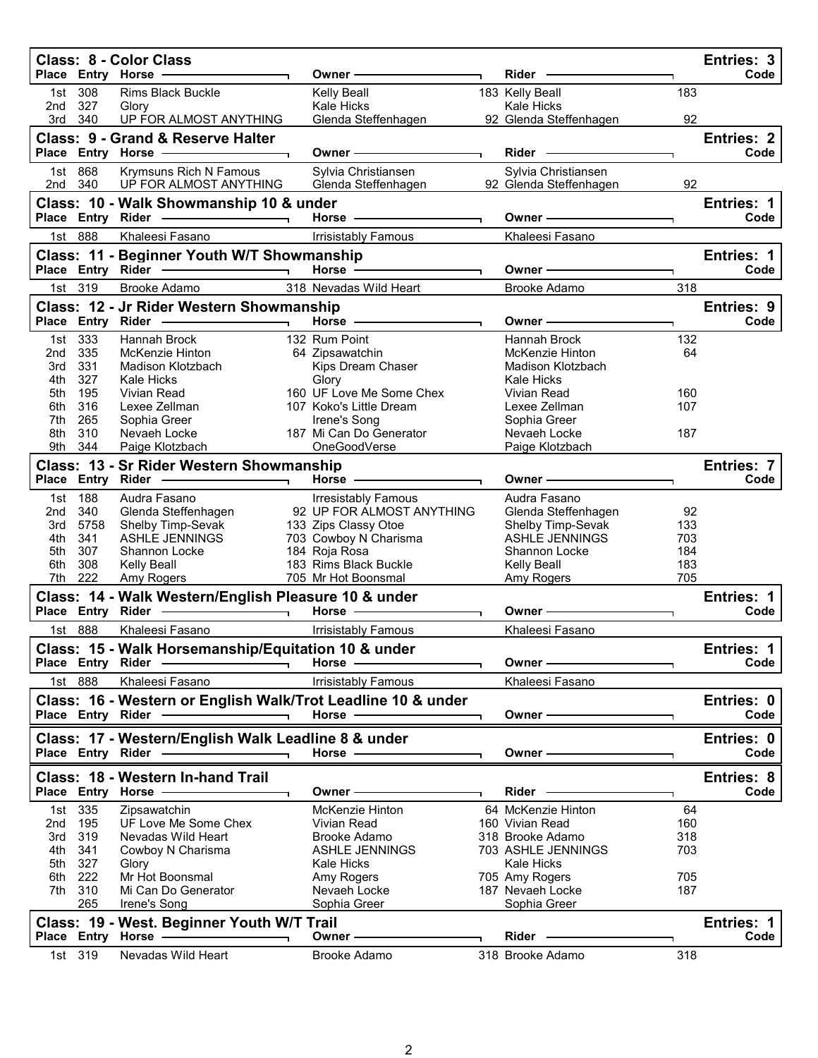## Class: 8 - Color Class

Entries: 3

| Place | Entry | Horse | Owner | | Rider | Code |
|---|---|---|---|---|---|---|
| 1st | 308 | Rims Black Buckle | Kelly Beall | 183 | Kelly Beall | 183 |
| 2nd | 327 | Glory | Kale Hicks | | Kale Hicks | |
| 3rd | 340 | UP FOR ALMOST ANYTHING | Glenda Steffenhagen | 92 | Glenda Steffenhagen | 92 |

## Class: 9 - Grand & Reserve Halter

Entries: 2

| Place | Entry | Horse | Owner | | Rider | Code |
|---|---|---|---|---|---|---|
| 1st | 868 | Krymsuns Rich N Famous | Sylvia Christiansen | | Sylvia Christiansen | |
| 2nd | 340 | UP FOR ALMOST ANYTHING | Glenda Steffenhagen | 92 | Glenda Steffenhagen | 92 |

## Class: 10 - Walk Showmanship 10 & under

Entries: 1

| Place | Entry | Rider | | Horse | Owner | Code |
|---|---|---|---|---|---|---|
| 1st | 888 | Khaleesi Fasano | | Irrisistably Famous | Khaleesi Fasano | |

## Class: 11 - Beginner Youth W/T Showmanship

Entries: 1

| Place | Entry | Rider | | Horse | Owner | Code |
|---|---|---|---|---|---|---|
| 1st | 319 | Brooke Adamo | 318 | Nevadas Wild Heart | Brooke Adamo | 318 |

## Class: 12 - Jr Rider Western Showmanship

Entries: 9

| Place | Entry | Rider | | Horse | Owner | Code |
|---|---|---|---|---|---|---|
| 1st | 333 | Hannah Brock | 132 | Rum Point | Hannah Brock | 132 |
| 2nd | 335 | McKenzie Hinton | 64 | Zipsawatchin | McKenzie Hinton | 64 |
| 3rd | 331 | Madison Klotzbach | | Kips Dream Chaser | Madison Klotzbach | |
| 4th | 327 | Kale Hicks | | Glory | Kale Hicks | |
| 5th | 195 | Vivian Read | 160 | UF Love Me Some Chex | Vivian Read | 160 |
| 6th | 316 | Lexee Zellman | 107 | Koko's Little Dream | Lexee Zellman | 107 |
| 7th | 265 | Sophia Greer | | Irene's Song | Sophia Greer | |
| 8th | 310 | Nevaeh Locke | 187 | Mi Can Do Generator | Nevaeh Locke | 187 |
| 9th | 344 | Paige Klotzbach | | OneGoodVerse | Paige Klotzbach | |

## Class: 13 - Sr Rider Western Showmanship

Entries: 7

| Place | Entry | Rider | | Horse | Owner | Code |
|---|---|---|---|---|---|---|
| 1st | 188 | Audra Fasano | | Irresistably Famous | Audra Fasano | |
| 2nd | 340 | Glenda Steffenhagen | 92 | UP FOR ALMOST ANYTHING | Glenda Steffenhagen | 92 |
| 3rd | 5758 | Shelby Timp-Sevak | 133 | Zips Classy Otoe | Shelby Timp-Sevak | 133 |
| 4th | 341 | ASHLE JENNINGS | 703 | Cowboy N Charisma | ASHLE JENNINGS | 703 |
| 5th | 307 | Shannon Locke | 184 | Roja Rosa | Shannon Locke | 184 |
| 6th | 308 | Kelly Beall | 183 | Rims Black Buckle | Kelly Beall | 183 |
| 7th | 222 | Amy Rogers | 705 | Mr Hot Boonsmal | Amy Rogers | 705 |

## Class: 14 - Walk Western/English Pleasure 10 & under

Entries: 1

| Place | Entry | Rider | | Horse | Owner | Code |
|---|---|---|---|---|---|---|
| 1st | 888 | Khaleesi Fasano | | Irrisistably Famous | Khaleesi Fasano | |

## Class: 15 - Walk Horsemanship/Equitation 10 & under

Entries: 1

| Place | Entry | Rider | | Horse | Owner | Code |
|---|---|---|---|---|---|---|
| 1st | 888 | Khaleesi Fasano | | Irrisistably Famous | Khaleesi Fasano | |

## Class: 16 - Western or English Walk/Trot Leadline 10 & under

Entries: 0

| Place | Entry | Rider | Horse | Owner | Code |
|---|---|---|---|---|---|

## Class: 17 - Western/English Walk Leadline 8 & under

Entries: 0

| Place | Entry | Rider | Horse | Owner | Code |
|---|---|---|---|---|---|

## Class: 18 - Western In-hand Trail

Entries: 8

| Place | Entry | Horse | Owner | | Rider | Code |
|---|---|---|---|---|---|---|
| 1st | 335 | Zipsawatchin | McKenzie Hinton | 64 | McKenzie Hinton | 64 |
| 2nd | 195 | UF Love Me Some Chex | Vivian Read | 160 | Vivian Read | 160 |
| 3rd | 319 | Nevadas Wild Heart | Brooke Adamo | 318 | Brooke Adamo | 318 |
| 4th | 341 | Cowboy N Charisma | ASHLE JENNINGS | 703 | ASHLE JENNINGS | 703 |
| 5th | 327 | Glory | Kale Hicks | | Kale Hicks | |
| 6th | 222 | Mr Hot Boonsmal | Amy Rogers | 705 | Amy Rogers | 705 |
| 7th | 310 | Mi Can Do Generator | Nevaeh Locke | 187 | Nevaeh Locke | 187 |
| | 265 | Irene's Song | Sophia Greer | | Sophia Greer | |

## Class: 19 - West. Beginner Youth W/T Trail

Entries: 1

| Place | Entry | Horse | Owner | | Rider | Code |
|---|---|---|---|---|---|---|
| 1st | 319 | Nevadas Wild Heart | Brooke Adamo | 318 | Brooke Adamo | 318 |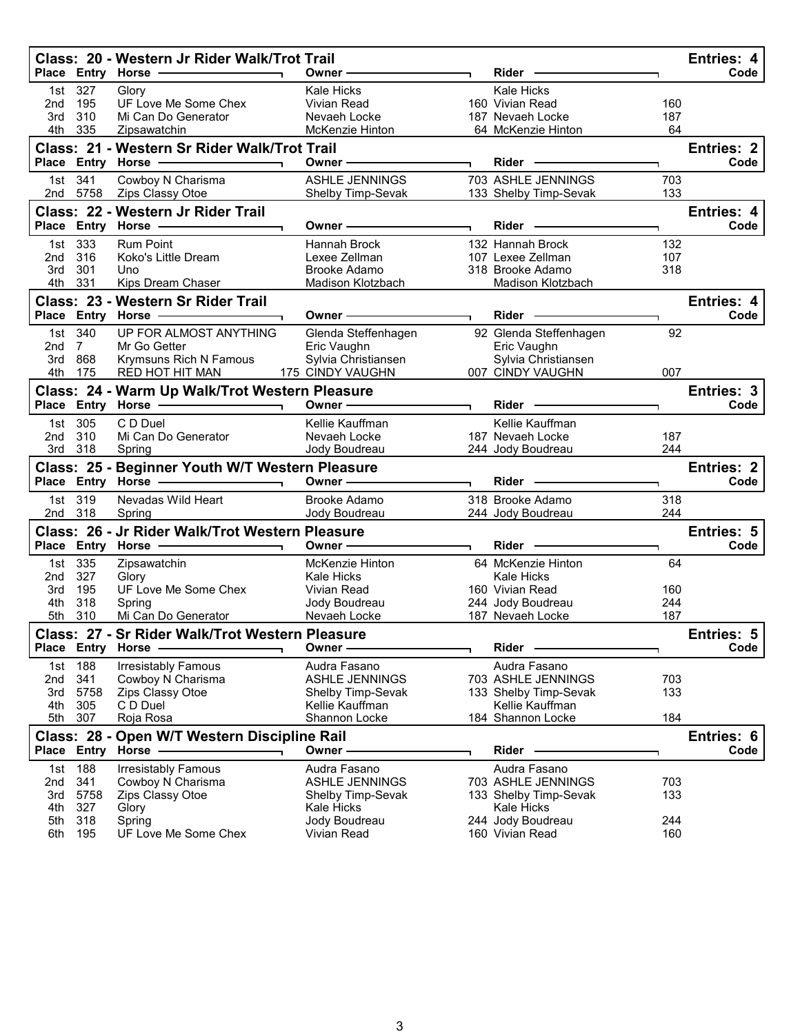## Class: 20 - Western Jr Rider Walk/Trot Trail

Entries: 4

| Place | Entry | Horse | Owner | Rider | Code |
|---|---|---|---|---|---|
| 1st | 327 | Glory | Kale Hicks | Kale Hicks | |
| 2nd | 195 | UF Love Me Some Chex | Vivian Read | 160 Vivian Read | 160 |
| 3rd | 310 | Mi Can Do Generator | Nevaeh Locke | 187 Nevaeh Locke | 187 |
| 4th | 335 | Zipsawatchin | McKenzie Hinton | 64 McKenzie Hinton | 64 |

## Class: 21 - Western Sr Rider Walk/Trot Trail

Entries: 2

| Place | Entry | Horse | Owner | Rider | Code |
|---|---|---|---|---|---|
| 1st | 341 | Cowboy N Charisma | ASHLE JENNINGS | 703 ASHLE JENNINGS | 703 |
| 2nd | 5758 | Zips Classy Otoe | Shelby Timp-Sevak | 133 Shelby Timp-Sevak | 133 |

## Class: 22 - Western Jr Rider Trail

Entries: 4

| Place | Entry | Horse | Owner | Rider | Code |
|---|---|---|---|---|---|
| 1st | 333 | Rum Point | Hannah Brock | 132 Hannah Brock | 132 |
| 2nd | 316 | Koko's Little Dream | Lexee Zellman | 107 Lexee Zellman | 107 |
| 3rd | 301 | Uno | Brooke Adamo | 318 Brooke Adamo | 318 |
| 4th | 331 | Kips Dream Chaser | Madison Klotzbach | Madison Klotzbach | |

## Class: 23 - Western Sr Rider Trail

Entries: 4

| Place | Entry | Horse | Owner | Rider | Code |
|---|---|---|---|---|---|
| 1st | 340 | UP FOR ALMOST ANYTHING | Glenda Steffenhagen | 92 Glenda Steffenhagen | 92 |
| 2nd | 7 | Mr Go Getter | Eric Vaughn | Eric Vaughn | |
| 3rd | 868 | Krymsuns Rich N Famous | Sylvia Christiansen | Sylvia Christiansen | |
| 4th | 175 | RED HOT HIT MAN | 175 CINDY VAUGHN | 007 CINDY VAUGHN | 007 |

## Class: 24 - Warm Up Walk/Trot Western Pleasure

Entries: 3

| Place | Entry | Horse | Owner | Rider | Code |
|---|---|---|---|---|---|
| 1st | 305 | C D Duel | Kellie Kauffman | Kellie Kauffman | |
| 2nd | 310 | Mi Can Do Generator | Nevaeh Locke | 187 Nevaeh Locke | 187 |
| 3rd | 318 | Spring | Jody Boudreau | 244 Jody Boudreau | 244 |

## Class: 25 - Beginner Youth W/T Western Pleasure

Entries: 2

| Place | Entry | Horse | Owner | Rider | Code |
|---|---|---|---|---|---|
| 1st | 319 | Nevadas Wild Heart | Brooke Adamo | 318 Brooke Adamo | 318 |
| 2nd | 318 | Spring | Jody Boudreau | 244 Jody Boudreau | 244 |

## Class: 26 - Jr Rider Walk/Trot Western Pleasure

Entries: 5

| Place | Entry | Horse | Owner | Rider | Code |
|---|---|---|---|---|---|
| 1st | 335 | Zipsawatchin | McKenzie Hinton | 64 McKenzie Hinton | 64 |
| 2nd | 327 | Glory | Kale Hicks | Kale Hicks | |
| 3rd | 195 | UF Love Me Some Chex | Vivian Read | 160 Vivian Read | 160 |
| 4th | 318 | Spring | Jody Boudreau | 244 Jody Boudreau | 244 |
| 5th | 310 | Mi Can Do Generator | Nevaeh Locke | 187 Nevaeh Locke | 187 |

## Class: 27 - Sr Rider Walk/Trot Western Pleasure

Entries: 5

| Place | Entry | Horse | Owner | Rider | Code |
|---|---|---|---|---|---|
| 1st | 188 | Irresistably Famous | Audra Fasano | Audra Fasano | |
| 2nd | 341 | Cowboy N Charisma | ASHLE JENNINGS | 703 ASHLE JENNINGS | 703 |
| 3rd | 5758 | Zips Classy Otoe | Shelby Timp-Sevak | 133 Shelby Timp-Sevak | 133 |
| 4th | 305 | C D Duel | Kellie Kauffman | Kellie Kauffman | |
| 5th | 307 | Roja Rosa | Shannon Locke | 184 Shannon Locke | 184 |

## Class: 28 - Open W/T Western Discipline Rail

Entries: 6

| Place | Entry | Horse | Owner | Rider | Code |
|---|---|---|---|---|---|
| 1st | 188 | Irresistably Famous | Audra Fasano | Audra Fasano | |
| 2nd | 341 | Cowboy N Charisma | ASHLE JENNINGS | 703 ASHLE JENNINGS | 703 |
| 3rd | 5758 | Zips Classy Otoe | Shelby Timp-Sevak | 133 Shelby Timp-Sevak | 133 |
| 4th | 327 | Glory | Kale Hicks | Kale Hicks | |
| 5th | 318 | Spring | Jody Boudreau | 244 Jody Boudreau | 244 |
| 6th | 195 | UF Love Me Some Chex | Vivian Read | 160 Vivian Read | 160 |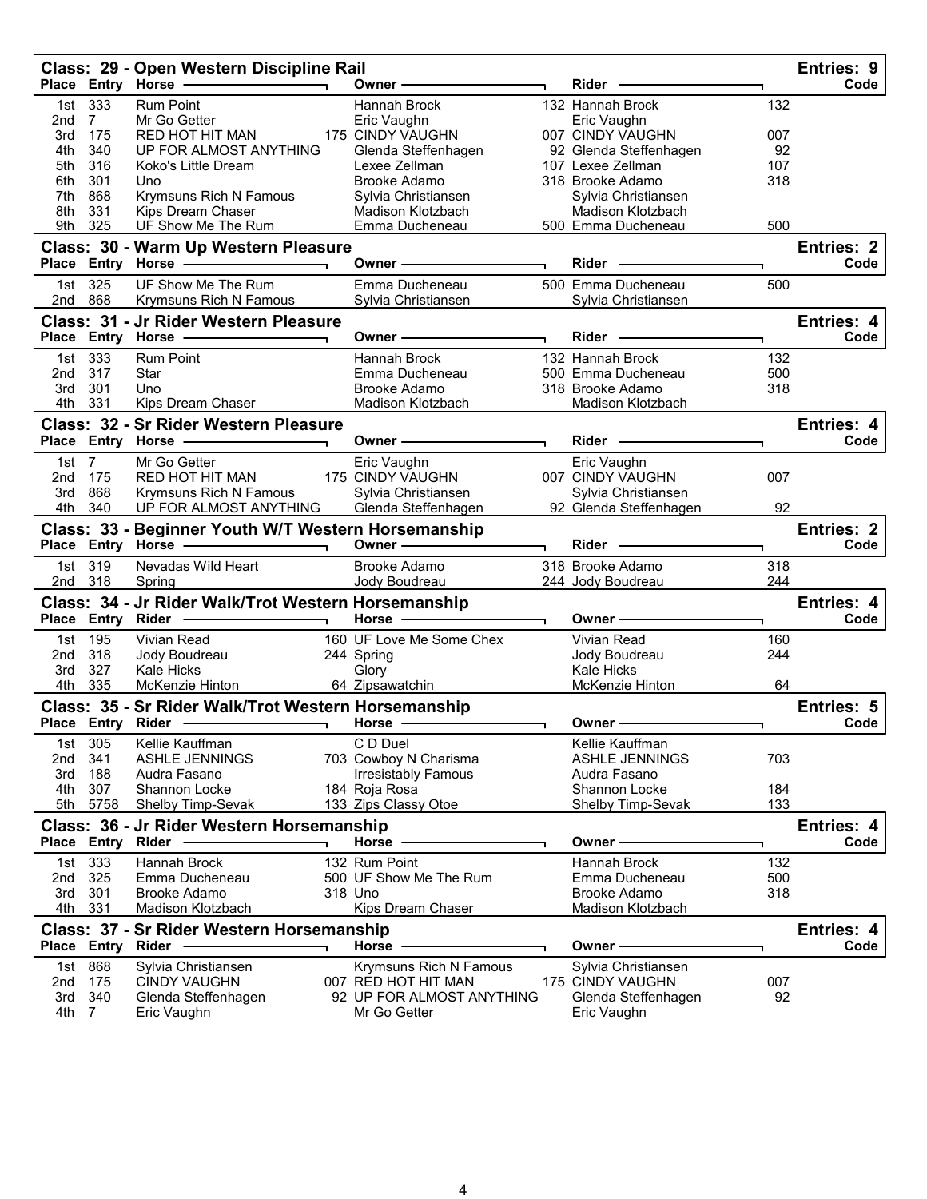## Class: 29 - Open Western Discipline Rail

Entries: 9

| Place | Entry | Horse | | Owner | | Rider | Code |
|---|---|---|---|---|---|---|---|
| 1st | 333 | Rum Point | | Hannah Brock | 132 | Hannah Brock | 132 |
| 2nd | 7 | Mr Go Getter | | Eric Vaughn | | Eric Vaughn | |
| 3rd | 175 | RED HOT HIT MAN | 175 | CINDY VAUGHN | 007 | CINDY VAUGHN | 007 |
| 4th | 340 | UP FOR ALMOST ANYTHING | | Glenda Steffenhagen | 92 | Glenda Steffenhagen | 92 |
| 5th | 316 | Koko's Little Dream | | Lexee Zellman | 107 | Lexee Zellman | 107 |
| 6th | 301 | Uno | | Brooke Adamo | 318 | Brooke Adamo | 318 |
| 7th | 868 | Krymsuns Rich N Famous | | Sylvia Christiansen | | Sylvia Christiansen | |
| 8th | 331 | Kips Dream Chaser | | Madison Klotzbach | | Madison Klotzbach | |
| 9th | 325 | UF Show Me The Rum | | Emma Ducheneau | 500 | Emma Ducheneau | 500 |

## Class: 30 - Warm Up Western Pleasure

Entries: 2

| Place | Entry | Horse | | Owner | | Rider | Code |
|---|---|---|---|---|---|---|---|
| 1st | 325 | UF Show Me The Rum | | Emma Ducheneau | 500 | Emma Ducheneau | 500 |
| 2nd | 868 | Krymsuns Rich N Famous | | Sylvia Christiansen | | Sylvia Christiansen | |

## Class: 31 - Jr Rider Western Pleasure

Entries: 4

| Place | Entry | Horse | | Owner | | Rider | Code |
|---|---|---|---|---|---|---|---|
| 1st | 333 | Rum Point | | Hannah Brock | 132 | Hannah Brock | 132 |
| 2nd | 317 | Star | | Emma Ducheneau | 500 | Emma Ducheneau | 500 |
| 3rd | 301 | Uno | | Brooke Adamo | 318 | Brooke Adamo | 318 |
| 4th | 331 | Kips Dream Chaser | | Madison Klotzbach | | Madison Klotzbach | |

## Class: 32 - Sr Rider Western Pleasure

Entries: 4

| Place | Entry | Horse | | Owner | | Rider | Code |
|---|---|---|---|---|---|---|---|
| 1st | 7 | Mr Go Getter | | Eric Vaughn | | Eric Vaughn | |
| 2nd | 175 | RED HOT HIT MAN | 175 | CINDY VAUGHN | 007 | CINDY VAUGHN | 007 |
| 3rd | 868 | Krymsuns Rich N Famous | | Sylvia Christiansen | | Sylvia Christiansen | |
| 4th | 340 | UP FOR ALMOST ANYTHING | | Glenda Steffenhagen | 92 | Glenda Steffenhagen | 92 |

## Class: 33 - Beginner Youth W/T Western Horsemanship

Entries: 2

| Place | Entry | Horse | | Owner | | Rider | Code |
|---|---|---|---|---|---|---|---|
| 1st | 319 | Nevadas Wild Heart | | Brooke Adamo | 318 | Brooke Adamo | 318 |
| 2nd | 318 | Spring | | Jody Boudreau | 244 | Jody Boudreau | 244 |

## Class: 34 - Jr Rider Walk/Trot Western Horsemanship

Entries: 4

| Place | Entry | Rider | | Horse | Owner | | Code |
|---|---|---|---|---|---|---|---|
| 1st | 195 | Vivian Read | 160 | UF Love Me Some Chex | Vivian Read | 160 | |
| 2nd | 318 | Jody Boudreau | 244 | Spring | Jody Boudreau | 244 | |
| 3rd | 327 | Kale Hicks | | Glory | Kale Hicks | | |
| 4th | 335 | McKenzie Hinton | 64 | Zipsawatchin | McKenzie Hinton | 64 | |

## Class: 35 - Sr Rider Walk/Trot Western Horsemanship

Entries: 5

| Place | Entry | Rider | | Horse | Owner | | Code |
|---|---|---|---|---|---|---|---|
| 1st | 305 | Kellie Kauffman | | C D Duel | Kellie Kauffman | | |
| 2nd | 341 | ASHLE JENNINGS | 703 | Cowboy N Charisma | ASHLE JENNINGS | 703 | |
| 3rd | 188 | Audra Fasano | | Irresistably Famous | Audra Fasano | | |
| 4th | 307 | Shannon Locke | 184 | Roja Rosa | Shannon Locke | 184 | |
| 5th | 5758 | Shelby Timp-Sevak | 133 | Zips Classy Otoe | Shelby Timp-Sevak | 133 | |

## Class: 36 - Jr Rider Western Horsemanship

Entries: 4

| Place | Entry | Rider | | Horse | Owner | | Code |
|---|---|---|---|---|---|---|---|
| 1st | 333 | Hannah Brock | 132 | Rum Point | Hannah Brock | 132 | |
| 2nd | 325 | Emma Ducheneau | 500 | UF Show Me The Rum | Emma Ducheneau | 500 | |
| 3rd | 301 | Brooke Adamo | 318 | Uno | Brooke Adamo | 318 | |
| 4th | 331 | Madison Klotzbach | | Kips Dream Chaser | Madison Klotzbach | | |

## Class: 37 - Sr Rider Western Horsemanship

Entries: 4

| Place | Entry | Rider | | Horse | | Owner | | Code |
|---|---|---|---|---|---|---|---|---|
| 1st | 868 | Sylvia Christiansen | | Krymsuns Rich N Famous | | Sylvia Christiansen | | |
| 2nd | 175 | CINDY VAUGHN | 007 | RED HOT HIT MAN | 175 | CINDY VAUGHN | 007 | |
| 3rd | 340 | Glenda Steffenhagen | 92 | UP FOR ALMOST ANYTHING | | Glenda Steffenhagen | 92 | |
| 4th | 7 | Eric Vaughn | | Mr Go Getter | | Eric Vaughn | | |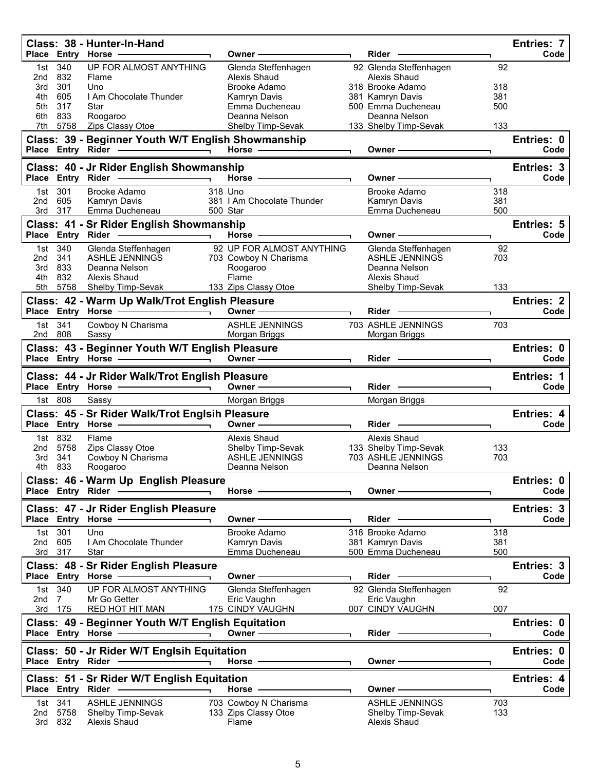## Class: 38 - Hunter-In-Hand

Entries: 7

| Place | Entry | Horse | Owner | Rider | Code |
|---|---|---|---|---|---|
| 1st | 340 | UP FOR ALMOST ANYTHING | Glenda Steffenhagen | 92 Glenda Steffenhagen | 92 |
| 2nd | 832 | Flame | Alexis Shaud | Alexis Shaud | |
| 3rd | 301 | Uno | Brooke Adamo | 318 Brooke Adamo | 318 |
| 4th | 605 | I Am Chocolate Thunder | Kamryn Davis | 381 Kamryn Davis | 381 |
| 5th | 317 | Star | Emma Ducheneau | 500 Emma Ducheneau | 500 |
| 6th | 833 | Roogaroo | Deanna Nelson | Deanna Nelson | |
| 7th | 5758 | Zips Classy Otoe | Shelby Timp-Sevak | 133 Shelby Timp-Sevak | 133 |

## Class: 39 - Beginner Youth W/T English Showmanship

Entries: 0

| Place | Entry | Rider | Horse | Owner | Code |
|---|---|---|---|---|---|

## Class: 40 - Jr Rider English Showmanship

Entries: 3

| Place | Entry | Rider | Horse | Owner | Code |
|---|---|---|---|---|---|
| 1st | 301 | Brooke Adamo | 318 Uno | Brooke Adamo | 318 |
| 2nd | 605 | Kamryn Davis | 381 I Am Chocolate Thunder | Kamryn Davis | 381 |
| 3rd | 317 | Emma Ducheneau | 500 Star | Emma Ducheneau | 500 |

## Class: 41 - Sr Rider English Showmanship

Entries: 5

| Place | Entry | Rider | Horse | Owner | Code |
|---|---|---|---|---|---|
| 1st | 340 | Glenda Steffenhagen | 92 UP FOR ALMOST ANYTHING | Glenda Steffenhagen | 92 |
| 2nd | 341 | ASHLE JENNINGS | 703 Cowboy N Charisma | ASHLE JENNINGS | 703 |
| 3rd | 833 | Deanna Nelson | Roogaroo | Deanna Nelson | |
| 4th | 832 | Alexis Shaud | Flame | Alexis Shaud | |
| 5th | 5758 | Shelby Timp-Sevak | 133 Zips Classy Otoe | Shelby Timp-Sevak | 133 |

## Class: 42 - Warm Up Walk/Trot English Pleasure

Entries: 2

| Place | Entry | Horse | Owner | Rider | Code |
|---|---|---|---|---|---|
| 1st | 341 | Cowboy N Charisma | ASHLE JENNINGS | 703 ASHLE JENNINGS | 703 |
| 2nd | 808 | Sassy | Morgan Briggs | Morgan Briggs | |

## Class: 43 - Beginner Youth W/T English Pleasure

Entries: 0

| Place | Entry | Horse | Owner | Rider | Code |
|---|---|---|---|---|---|

## Class: 44 - Jr Rider Walk/Trot English Pleasure

Entries: 1

| Place | Entry | Horse | Owner | Rider | Code |
|---|---|---|---|---|---|
| 1st | 808 | Sassy | Morgan Briggs | Morgan Briggs | |

## Class: 45 - Sr Rider Walk/Trot Englsih Pleasure

Entries: 4

| Place | Entry | Horse | Owner | Rider | Code |
|---|---|---|---|---|---|
| 1st | 832 | Flame | Alexis Shaud | Alexis Shaud | |
| 2nd | 5758 | Zips Classy Otoe | Shelby Timp-Sevak | 133 Shelby Timp-Sevak | 133 |
| 3rd | 341 | Cowboy N Charisma | ASHLE JENNINGS | 703 ASHLE JENNINGS | 703 |
| 4th | 833 | Roogaroo | Deanna Nelson | Deanna Nelson | |

## Class: 46 - Warm Up English Pleasure

Entries: 0

| Place | Entry | Rider | Horse | Owner | Code |
|---|---|---|---|---|---|

## Class: 47 - Jr Rider English Pleasure

Entries: 3

| Place | Entry | Horse | Owner | Rider | Code |
|---|---|---|---|---|---|
| 1st | 301 | Uno | Brooke Adamo | 318 Brooke Adamo | 318 |
| 2nd | 605 | I Am Chocolate Thunder | Kamryn Davis | 381 Kamryn Davis | 381 |
| 3rd | 317 | Star | Emma Ducheneau | 500 Emma Ducheneau | 500 |

## Class: 48 - Sr Rider English Pleasure

Entries: 3

| Place | Entry | Horse | Owner | Rider | Code |
|---|---|---|---|---|---|
| 1st | 340 | UP FOR ALMOST ANYTHING | Glenda Steffenhagen | 92 Glenda Steffenhagen | 92 |
| 2nd | 7 | Mr Go Getter | Eric Vaughn | Eric Vaughn | |
| 3rd | 175 | RED HOT HIT MAN | 175 CINDY VAUGHN | 007 CINDY VAUGHN | 007 |

## Class: 49 - Beginner Youth W/T English Equitation

Entries: 0

| Place | Entry | Horse | Owner | Rider | Code |
|---|---|---|---|---|---|

## Class: 50 - Jr Rider W/T Englsih Equitation

Entries: 0

| Place | Entry | Rider | Horse | Owner | Code |
|---|---|---|---|---|---|

## Class: 51 - Sr Rider W/T English Equitation

Entries: 4

| Place | Entry | Rider | Horse | Owner | Code |
|---|---|---|---|---|---|
| 1st | 341 | ASHLE JENNINGS | 703 Cowboy N Charisma | ASHLE JENNINGS | 703 |
| 2nd | 5758 | Shelby Timp-Sevak | 133 Zips Classy Otoe | Shelby Timp-Sevak | 133 |
| 3rd | 832 | Alexis Shaud | Flame | Alexis Shaud | |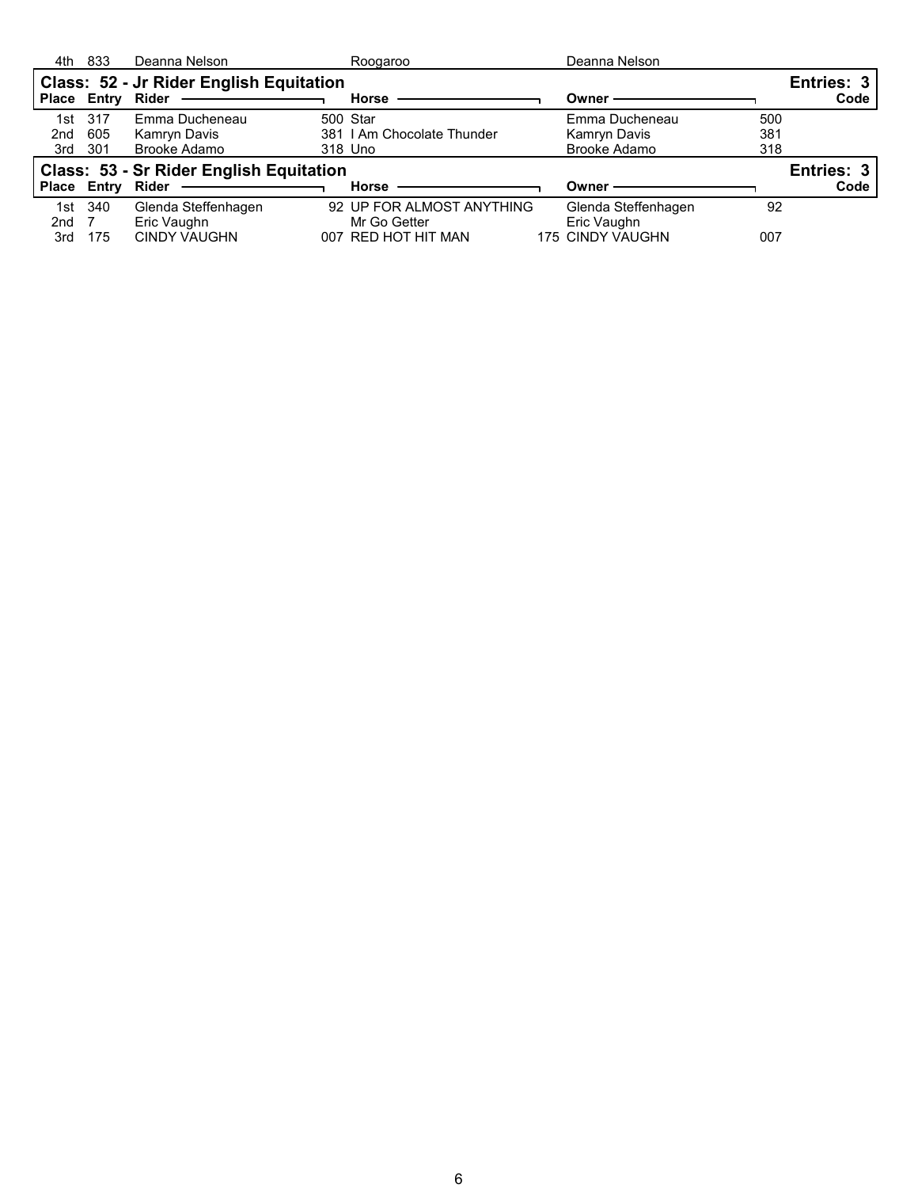| Place | Entry | Rider | | Horse | | Owner | Code |
|---|---|---|---|---|---|---|---|
| 4th | 833 | Deanna Nelson | | Roogaroo | | Deanna Nelson | |

## Class: 52 - Jr Rider English Equitation

Entries: 3

| Place | Entry | Rider | | Horse | | Owner | Code |
|---|---|---|---|---|---|---|---|
| 1st | 317 | Emma Ducheneau | 500 | Star | | Emma Ducheneau | 500 |
| 2nd | 605 | Kamryn Davis | 381 | I Am Chocolate Thunder | | Kamryn Davis | 381 |
| 3rd | 301 | Brooke Adamo | 318 | Uno | | Brooke Adamo | 318 |

## Class: 53 - Sr Rider English Equitation

Entries: 3

| Place | Entry | Rider | | Horse | | Owner | Code |
|---|---|---|---|---|---|---|---|
| 1st | 340 | Glenda Steffenhagen | 92 | UP FOR ALMOST ANYTHING | | Glenda Steffenhagen | 92 |
| 2nd | 7 | Eric Vaughn | | Mr Go Getter | | Eric Vaughn | |
| 3rd | 175 | CINDY VAUGHN | 007 | RED HOT HIT MAN | 175 | CINDY VAUGHN | 007 |